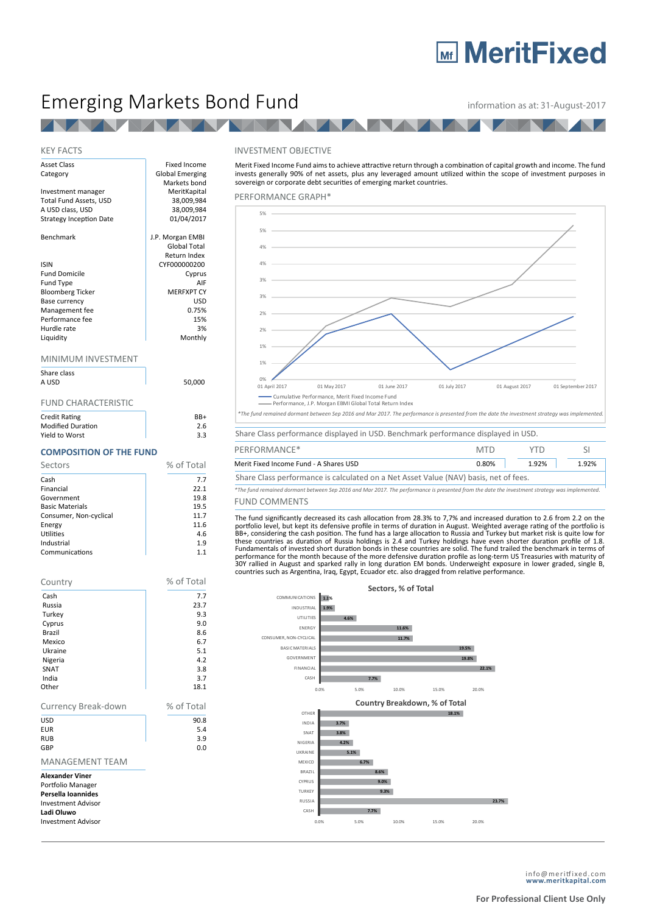# MeritFixed

# Emerging Markets Bond Fund

information as at: 31-August-2017

## KEY FACTS

| | |
|---|---|
| Asset Class | Fixed Income |
| Category | Global Emerging Markets bond |
| Investment manager | MeritKapital |
| Total Fund Assets, USD | 38,009,984 |
| A USD class, USD | 38,009,984 |
| Strategy Inception Date | 01/04/2017 |
| Benchmark | J.P. Morgan EMBI Global Total Return Index |
| ISIN | CYF000000200 |
| Fund Domicile | Cyprus |
| Fund Type | AIF |
| Bloomberg Ticker | MERFXPT CY |
| Base currency | USD |
| Management fee | 0.75% |
| Performance fee | 15% |
| Hurdle rate | 3% |
| Liquidity | Monthly |

## MINIMUM INVESTMENT

| Share class | |
|---|---|
| A USD | 50,000 |

## FUND CHARACTERISTIC

| | |
|---|---|
| Credit Rating | BB+ |
| Modified Duration | 2.6 |
| Yield to Worst | 3.3 |

## COMPOSITION OF THE FUND

| Sectors | % of Total |
|---|---|
| Cash | 7.7 |
| Financial | 22.1 |
| Government | 19.8 |
| Basic Materials | 19.5 |
| Consumer, Non-cyclical | 11.7 |
| Energy | 11.6 |
| Utilities | 4.6 |
| Industrial | 1.9 |
| Communications | 1.1 |

| Country | % of Total |
|---|---|
| Cash | 7.7 |
| Russia | 23.7 |
| Turkey | 9.3 |
| Cyprus | 9.0 |
| Brazil | 8.6 |
| Mexico | 6.7 |
| Ukraine | 5.1 |
| Nigeria | 4.2 |
| SNAT | 3.8 |
| India | 3.7 |
| Other | 18.1 |

| Currency Break-down | % of Total |
|---|---|
| USD | 90.8 |
| EUR | 5.4 |
| RUB | 3.9 |
| GBP | 0.0 |

## MANAGEMENT TEAM

**Alexander Viner**
Portfolio Manager
**Persella Ioannides**
Investment Advisor
**Ladi Oluwo**
Investment Advisor

## INVESTMENT OBJECTIVE

Merit Fixed Income Fund aims to achieve attractive return through a combination of capital growth and income. The fund invests generally 90% of net assets, plus any leveraged amount utilized within the scope of investment purposes in sovereign or corporate debt securities of emerging market countries.

## PERFORMANCE GRAPH*

Cumulative Performance, Merit Fixed Income Fund
Performance, J.P. Morgan EBMI Global Total Return Index

*The fund remained dormant between Sep 2016 and Mar 2017. The performance is presented from the date the investment strategy was implemented.

Share Class performance displayed in USD. Benchmark performance displayed in USD.

| PERFORMANCE* | MTD | YTD | SI |
|---|---|---|---|
| Merit Fixed Income Fund - A Shares USD | 0.80% | 1.92% | 1.92% |

Share Class performance is calculated on a Net Asset Value (NAV) basis, net of fees.

*The fund remained dormant between Sep 2016 and Mar 2017. The performance is presented from the date the investment strategy was implemented.

## FUND COMMENTS

The fund significantly decreased its cash allocation from 28.3% to 7,7% and increased duration to 2.6 from 2.2 on the portfolio level, but kept its defensive profile in terms of duration in August. Weighted average rating of the portfolio is BB+, considering the cash position. The fund has a large allocation to Russia and Turkey but market risk is quite low for these countries as duration of Russia holdings is 2.4 and Turkey holdings have even shorter duration profile of 1.8. Fundamentals of invested short duration bonds in these countries are solid. The fund trailed the benchmark in terms of performance for the month because of the more defensive duration profile as long-term US Treasuries with maturity of 30Y rallied in August and sparked rally in long duration EM bonds. Underweight exposure in lower graded, single B, countries such as Argentina, Iraq, Egypt, Ecuador etc. also dragged from relative performance.

**Sectors, % of Total**

**Country Breakdown, % of Total**

info@meritfixed.com
**www.meritkapital.com**

**For Professional Client Use Only**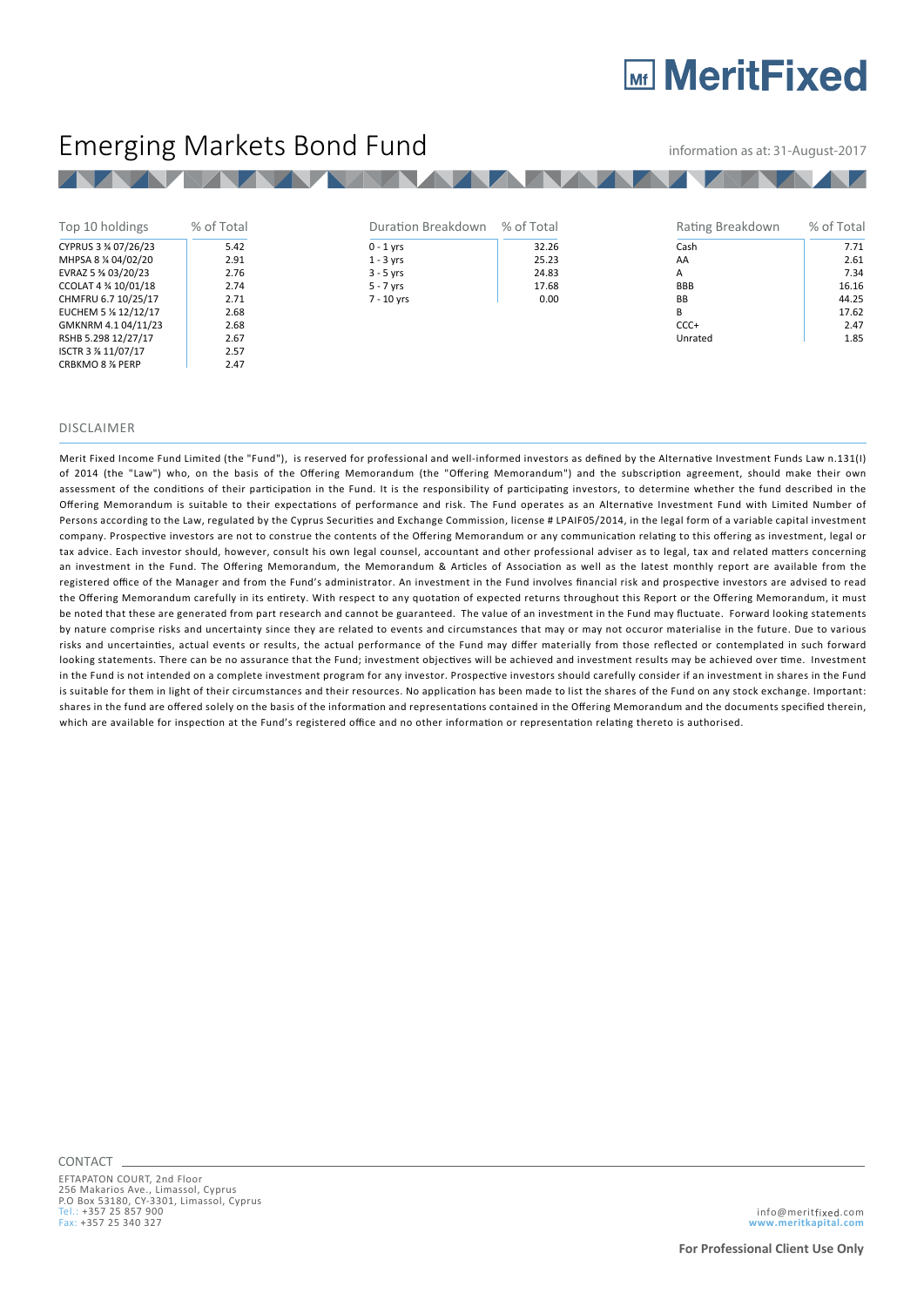# Emerging Markets Bond Fund

information as at: 31-August-2017

| Top 10 holdings | % of Total |
|---|---|
| CYPRUS 3 ¾ 07/26/23 | 5.42 |
| MHPSA 8 ¼ 04/02/20 | 2.91 |
| EVRAZ 5 ⅜ 03/20/23 | 2.76 |
| CCOLAT 4 ¾ 10/01/18 | 2.74 |
| CHMFRU 6.7 10/25/17 | 2.71 |
| EUCHEM 5 ⅛ 12/12/17 | 2.68 |
| GMKNRM 4.1 04/11/23 | 2.68 |
| RSHB 5.298 12/27/17 | 2.67 |
| ISCTR 3 ⅞ 11/07/17 | 2.57 |
| CRBKMO 8 ⅞ PERP | 2.47 |

| Duration Breakdown | % of Total |
|---|---|
| 0 - 1 yrs | 32.26 |
| 1 - 3 yrs | 25.23 |
| 3 - 5 yrs | 24.83 |
| 5 - 7 yrs | 17.68 |
| 7 - 10 yrs | 0.00 |

| Rating Breakdown | % of Total |
|---|---|
| Cash | 7.71 |
| AA | 2.61 |
| A | 7.34 |
| BBB | 16.16 |
| BB | 44.25 |
| B | 17.62 |
| CCC+ | 2.47 |
| Unrated | 1.85 |

## DISCLAIMER

Merit Fixed Income Fund Limited (the "Fund"), is reserved for professional and well-informed investors as defined by the Alternative Investment Funds Law n.131(I) of 2014 (the "Law") who, on the basis of the Offering Memorandum (the "Offering Memorandum") and the subscription agreement, should make their own assessment of the conditions of their participation in the Fund. It is the responsibility of participating investors, to determine whether the fund described in the Offering Memorandum is suitable to their expectations of performance and risk. The Fund operates as an Alternative Investment Fund with Limited Number of Persons according to the Law, regulated by the Cyprus Securities and Exchange Commission, license # LPAIF05/2014, in the legal form of a variable capital investment company. Prospective investors are not to construe the contents of the Offering Memorandum or any communication relating to this offering as investment, legal or tax advice. Each investor should, however, consult his own legal counsel, accountant and other professional adviser as to legal, tax and related matters concerning an investment in the Fund. The Offering Memorandum, the Memorandum & Articles of Association as well as the latest monthly report are available from the registered office of the Manager and from the Fund's administrator. An investment in the Fund involves financial risk and prospective investors are advised to read the Offering Memorandum carefully in its entirety. With respect to any quotation of expected returns throughout this Report or the Offering Memorandum, it must be noted that these are generated from part research and cannot be guaranteed. The value of an investment in the Fund may fluctuate. Forward looking statements by nature comprise risks and uncertainty since they are related to events and circumstances that may or may not occuror materialise in the future. Due to various risks and uncertainties, actual events or results, the actual performance of the Fund may differ materially from those reflected or contemplated in such forward looking statements. There can be no assurance that the Fund; investment objectives will be achieved and investment results may be achieved over time. Investment in the Fund is not intended on a complete investment program for any investor. Prospective investors should carefully consider if an investment in shares in the Fund is suitable for them in light of their circumstances and their resources. No application has been made to list the shares of the Fund on any stock exchange. Important: shares in the fund are offered solely on the basis of the information and representations contained in the Offering Memorandum and the documents specified therein, which are available for inspection at the Fund's registered office and no other information or representation relating thereto is authorised.

## CONTACT

EFTAPATON COURT, 2nd Floor
256 Makarios Ave., Limassol, Cyprus
P.O Box 53180, CY-3301, Limassol, Cyprus
Tel.: +357 25 857 900
Fax: +357 25 340 327

info@meritfixed.com
www.meritkapital.com

**For Professional Client Use Only**